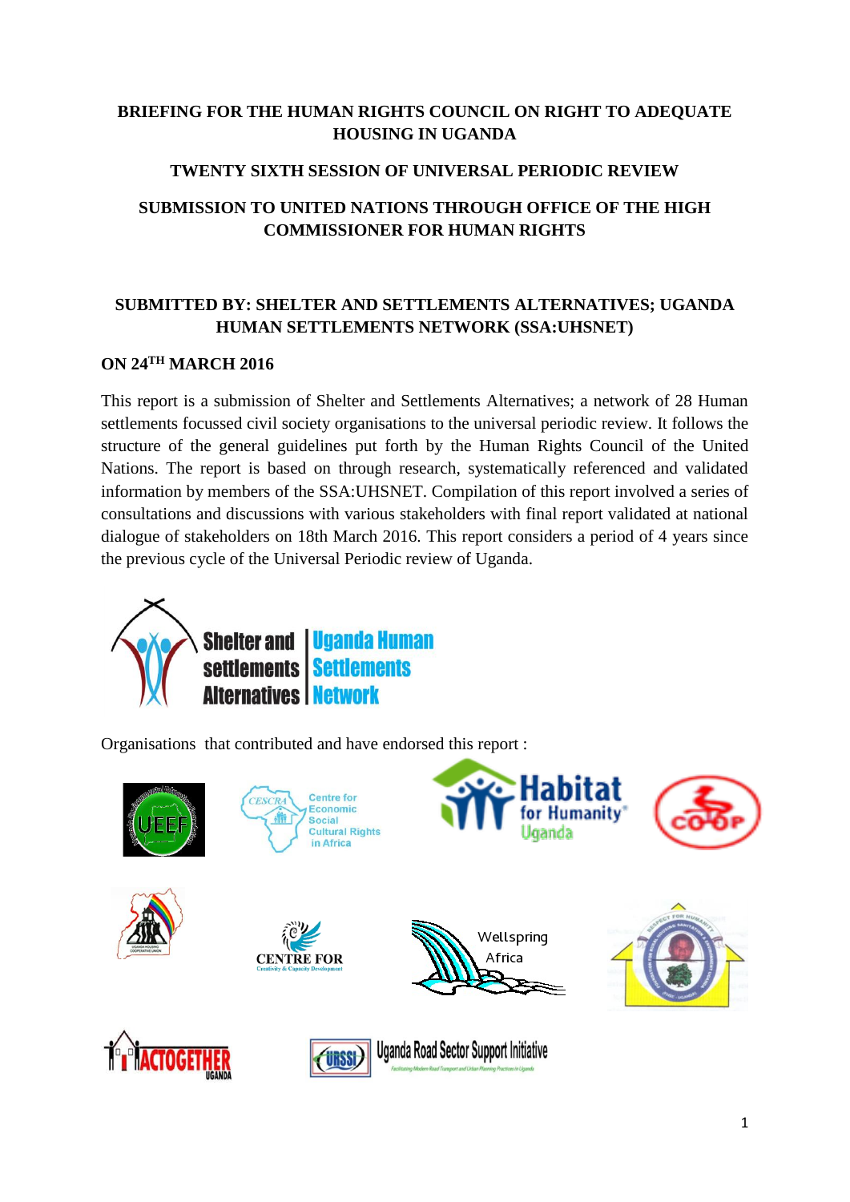# BRIEFING FOR THE HUMAN RIGHTS COUNCIL ON RIGHT TO ADEQUATE HOUSING IN UGANDA

## TWENTY SIXTH SESSION OF UNIVERSAL PERIODIC REVIEW

## SUBMISSION TO UNITED NATIONS THROUGH OFFICE OF THE HIGH COMMISSIONER FOR HUMAN RIGHTS

## SUBMITTED BY: SHELTER AND SETTLEMENTS ALTERNATIVES; UGANDA HUMAN SETTLEMENTS NETWORK (SSA:UHSNET)

**ON 24TH MARCH 2016**

This report is a submission of Shelter and Settlements Alternatives; a network of 28 Human settlements focussed civil society organisations to the universal periodic review. It follows the structure of the general guidelines put forth by the Human Rights Council of the United Nations. The report is based on through research, systematically referenced and validated information by members of the SSA:UHSNET. Compilation of this report involved a series of consultations and discussions with various stakeholders with final report validated at national dialogue of stakeholders on 18th March 2016. This report considers a period of 4 years since the previous cycle of the Universal Periodic review of Uganda.

Shelter and settlements Alternatives | Uganda Human Settlements Network

Organisations that contributed and have endorsed this report :

UEEF

Centre for Economic Social Cultural Rights in Africa

Habitat for Humanity Uganda

COOP

Uganda Housing Cooperative Union

CENTRE FOR Creativity & Capacity Development

Wellspring Africa

ACTOGETHER UGANDA

Uganda Road Sector Support Initiative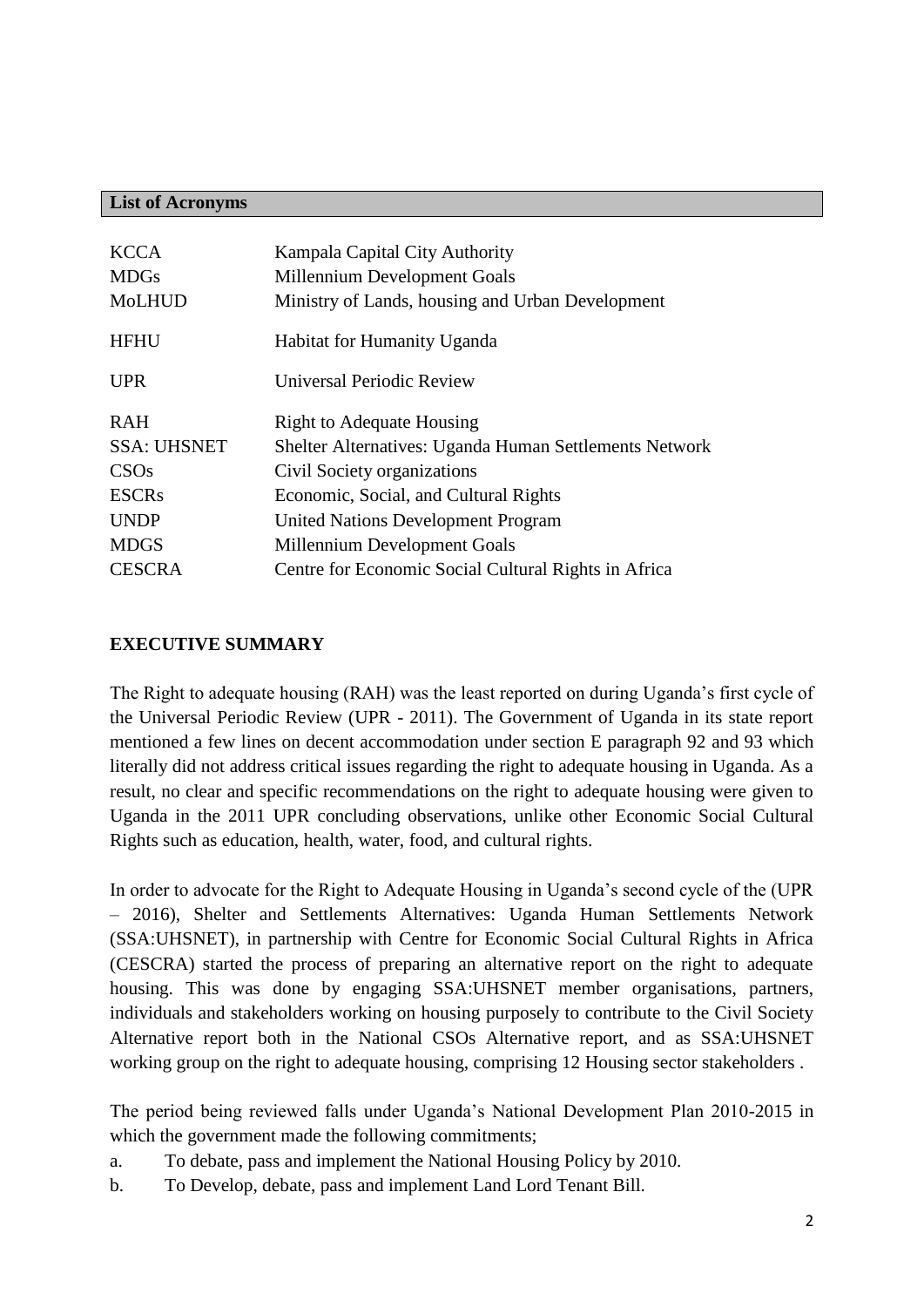## List of Acronyms

| | |
|---|---|
| KCCA | Kampala Capital City Authority |
| MDGs | Millennium Development Goals |
| MoLHUD | Ministry of Lands, housing and Urban Development |
| HFHU | Habitat for Humanity Uganda |
| UPR | Universal Periodic Review |
| RAH | Right to Adequate Housing |
| SSA: UHSNET | Shelter Alternatives: Uganda Human Settlements Network |
| CSOs | Civil Society organizations |
| ESCRs | Economic, Social, and Cultural Rights |
| UNDP | United Nations Development Program |
| MDGS | Millennium Development Goals |
| CESCRA | Centre for Economic Social Cultural Rights in Africa |

## EXECUTIVE SUMMARY

The Right to adequate housing (RAH) was the least reported on during Uganda's first cycle of the Universal Periodic Review (UPR - 2011). The Government of Uganda in its state report mentioned a few lines on decent accommodation under section E paragraph 92 and 93 which literally did not address critical issues regarding the right to adequate housing in Uganda. As a result, no clear and specific recommendations on the right to adequate housing were given to Uganda in the 2011 UPR concluding observations, unlike other Economic Social Cultural Rights such as education, health, water, food, and cultural rights.

In order to advocate for the Right to Adequate Housing in Uganda's second cycle of the (UPR – 2016), Shelter and Settlements Alternatives: Uganda Human Settlements Network (SSA:UHSNET), in partnership with Centre for Economic Social Cultural Rights in Africa (CESCRA) started the process of preparing an alternative report on the right to adequate housing. This was done by engaging SSA:UHSNET member organisations, partners, individuals and stakeholders working on housing purposely to contribute to the Civil Society Alternative report both in the National CSOs Alternative report, and as SSA:UHSNET working group on the right to adequate housing, comprising 12 Housing sector stakeholders .

The period being reviewed falls under Uganda's National Development Plan 2010-2015 in which the government made the following commitments;

a. To debate, pass and implement the National Housing Policy by 2010.
b. To Develop, debate, pass and implement Land Lord Tenant Bill.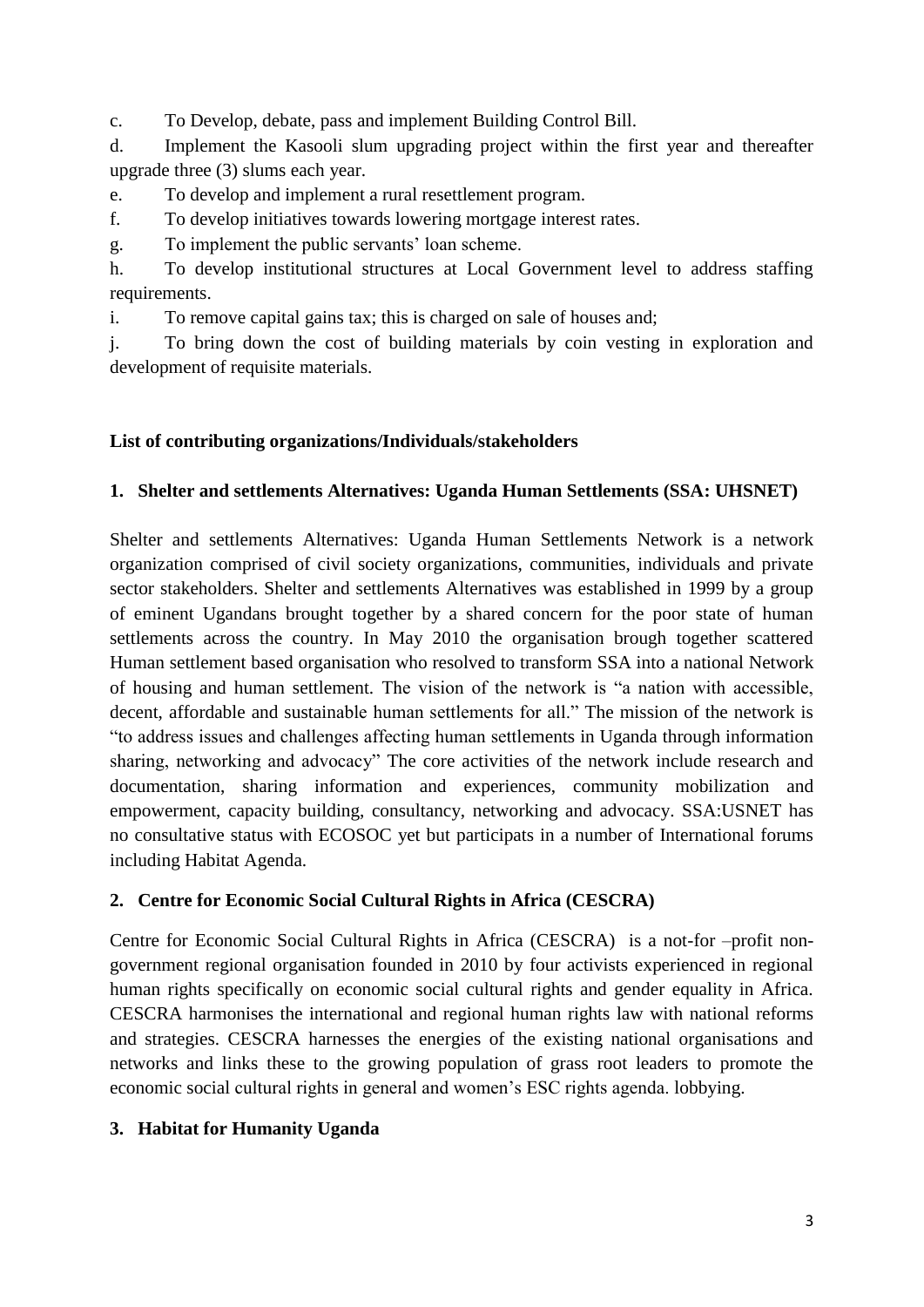c. To Develop, debate, pass and implement Building Control Bill.

d. Implement the Kasooli slum upgrading project within the first year and thereafter upgrade three (3) slums each year.

e. To develop and implement a rural resettlement program.

f. To develop initiatives towards lowering mortgage interest rates.

g. To implement the public servants' loan scheme.

h. To develop institutional structures at Local Government level to address staffing requirements.

i. To remove capital gains tax; this is charged on sale of houses and;

j. To bring down the cost of building materials by coin vesting in exploration and development of requisite materials.

**List of contributing organizations/Individuals/stakeholders**

**1. Shelter and settlements Alternatives: Uganda Human Settlements (SSA: UHSNET)**

Shelter and settlements Alternatives: Uganda Human Settlements Network is a network organization comprised of civil society organizations, communities, individuals and private sector stakeholders. Shelter and settlements Alternatives was established in 1999 by a group of eminent Ugandans brought together by a shared concern for the poor state of human settlements across the country. In May 2010 the organisation brough together scattered Human settlement based organisation who resolved to transform SSA into a national Network of housing and human settlement. The vision of the network is "a nation with accessible, decent, affordable and sustainable human settlements for all." The mission of the network is "to address issues and challenges affecting human settlements in Uganda through information sharing, networking and advocacy" The core activities of the network include research and documentation, sharing information and experiences, community mobilization and empowerment, capacity building, consultancy, networking and advocacy. SSA:USNET has no consultative status with ECOSOC yet but participats in a number of International forums including Habitat Agenda.

**2. Centre for Economic Social Cultural Rights in Africa (CESCRA)**

Centre for Economic Social Cultural Rights in Africa (CESCRA) is a not-for –profit non-government regional organisation founded in 2010 by four activists experienced in regional human rights specifically on economic social cultural rights and gender equality in Africa. CESCRA harmonises the international and regional human rights law with national reforms and strategies. CESCRA harnesses the energies of the existing national organisations and networks and links these to the growing population of grass root leaders to promote the economic social cultural rights in general and women's ESC rights agenda. lobbying.

**3. Habitat for Humanity Uganda**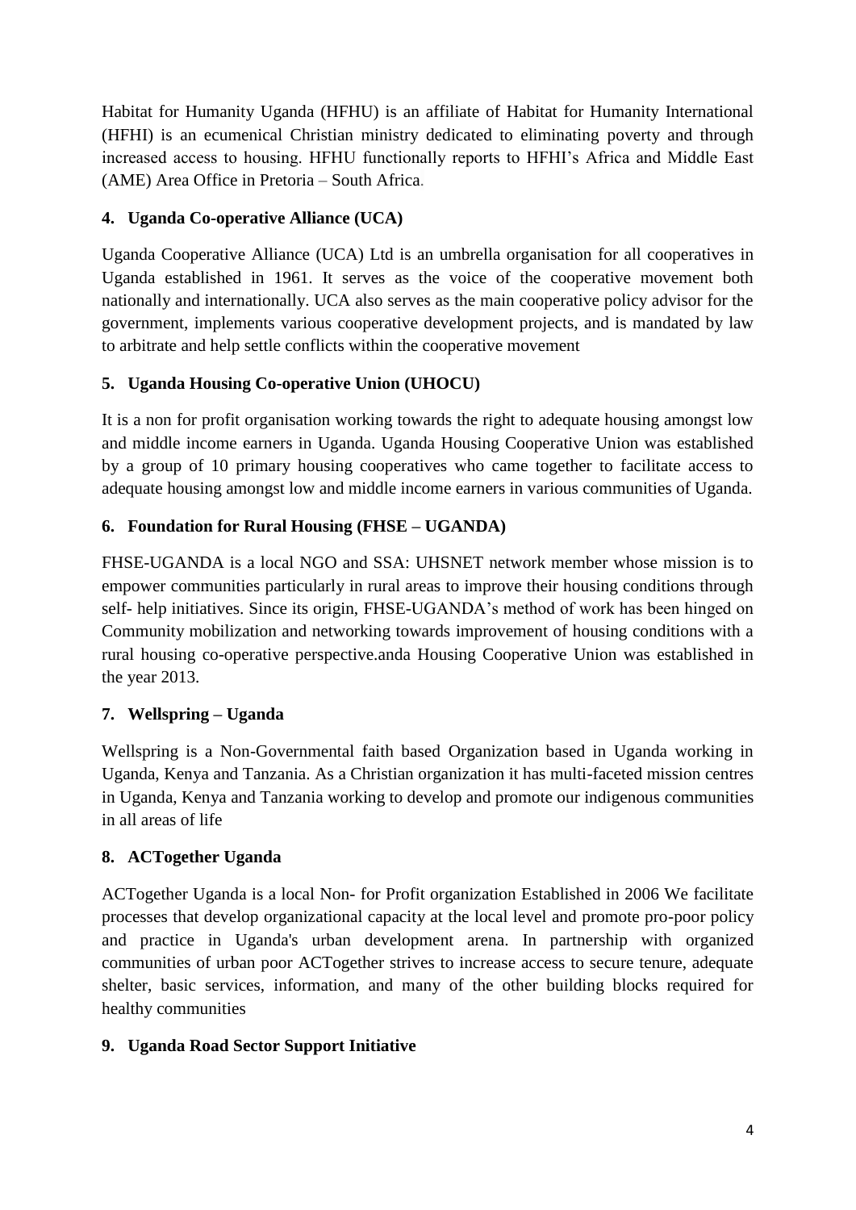Habitat for Humanity Uganda (HFHU) is an affiliate of Habitat for Humanity International (HFHI) is an ecumenical Christian ministry dedicated to eliminating poverty and through increased access to housing. HFHU functionally reports to HFHI's Africa and Middle East (AME) Area Office in Pretoria – South Africa.

**4. Uganda Co-operative Alliance (UCA)**

Uganda Cooperative Alliance (UCA) Ltd is an umbrella organisation for all cooperatives in Uganda established in 1961. It serves as the voice of the cooperative movement both nationally and internationally. UCA also serves as the main cooperative policy advisor for the government, implements various cooperative development projects, and is mandated by law to arbitrate and help settle conflicts within the cooperative movement

**5. Uganda Housing Co-operative Union (UHOCU)**

It is a non for profit organisation working towards the right to adequate housing amongst low and middle income earners in Uganda. Uganda Housing Cooperative Union was established by a group of 10 primary housing cooperatives who came together to facilitate access to adequate housing amongst low and middle income earners in various communities of Uganda.

**6. Foundation for Rural Housing (FHSE – UGANDA)**

FHSE-UGANDA is a local NGO and SSA: UHSNET network member whose mission is to empower communities particularly in rural areas to improve their housing conditions through self- help initiatives. Since its origin, FHSE-UGANDA's method of work has been hinged on Community mobilization and networking towards improvement of housing conditions with a rural housing co-operative perspective.anda Housing Cooperative Union was established in the year 2013.

**7. Wellspring – Uganda**

Wellspring is a Non-Governmental faith based Organization based in Uganda working in Uganda, Kenya and Tanzania. As a Christian organization it has multi-faceted mission centres in Uganda, Kenya and Tanzania working to develop and promote our indigenous communities in all areas of life

**8. ACTogether Uganda**

ACTogether Uganda is a local Non- for Profit organization Established in 2006 We facilitate processes that develop organizational capacity at the local level and promote pro-poor policy and practice in Uganda's urban development arena. In partnership with organized communities of urban poor ACTogether strives to increase access to secure tenure, adequate shelter, basic services, information, and many of the other building blocks required for healthy communities

**9. Uganda Road Sector Support Initiative**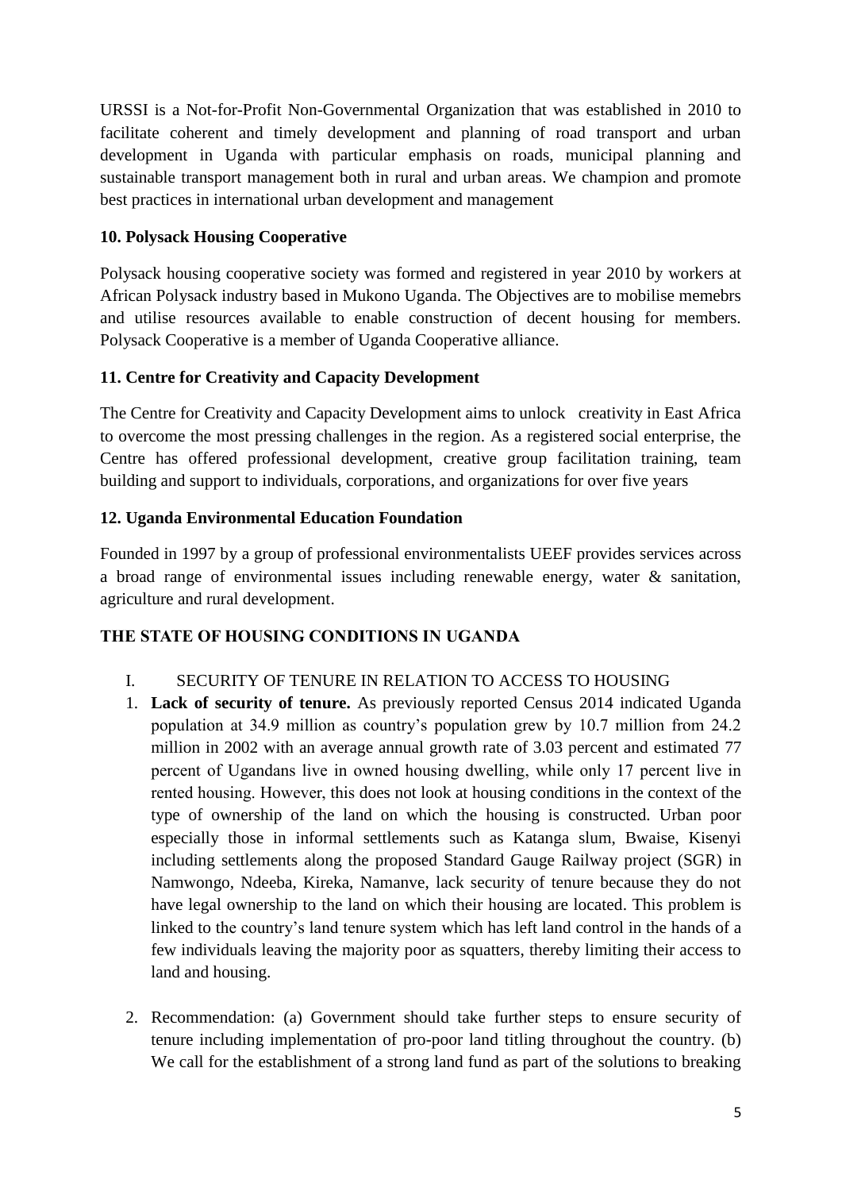URSSI is a Not-for-Profit Non-Governmental Organization that was established in 2010 to facilitate coherent and timely development and planning of road transport and urban development in Uganda with particular emphasis on roads, municipal planning and sustainable transport management both in rural and urban areas. We champion and promote best practices in international urban development and management

### 10. Polysack Housing Cooperative

Polysack housing cooperative society was formed and registered in year 2010 by workers at African Polysack industry based in Mukono Uganda. The Objectives are to mobilise memebrs and utilise resources available to enable construction of decent housing for members. Polysack Cooperative is a member of Uganda Cooperative alliance.

### 11. Centre for Creativity and Capacity Development

The Centre for Creativity and Capacity Development aims to unlock creativity in East Africa to overcome the most pressing challenges in the region. As a registered social enterprise, the Centre has offered professional development, creative group facilitation training, team building and support to individuals, corporations, and organizations for over five years

### 12. Uganda Environmental Education Foundation

Founded in 1997 by a group of professional environmentalists UEEF provides services across a broad range of environmental issues including renewable energy, water & sanitation, agriculture and rural development.

## THE STATE OF HOUSING CONDITIONS IN UGANDA

I. SECURITY OF TENURE IN RELATION TO ACCESS TO HOUSING

1. **Lack of security of tenure.** As previously reported Census 2014 indicated Uganda population at 34.9 million as country's population grew by 10.7 million from 24.2 million in 2002 with an average annual growth rate of 3.03 percent and estimated 77 percent of Ugandans live in owned housing dwelling, while only 17 percent live in rented housing. However, this does not look at housing conditions in the context of the type of ownership of the land on which the housing is constructed. Urban poor especially those in informal settlements such as Katanga slum, Bwaise, Kisenyi including settlements along the proposed Standard Gauge Railway project (SGR) in Namwongo, Ndeeba, Kireka, Namanve, lack security of tenure because they do not have legal ownership to the land on which their housing are located. This problem is linked to the country's land tenure system which has left land control in the hands of a few individuals leaving the majority poor as squatters, thereby limiting their access to land and housing.

2. Recommendation: (a) Government should take further steps to ensure security of tenure including implementation of pro-poor land titling throughout the country. (b) We call for the establishment of a strong land fund as part of the solutions to breaking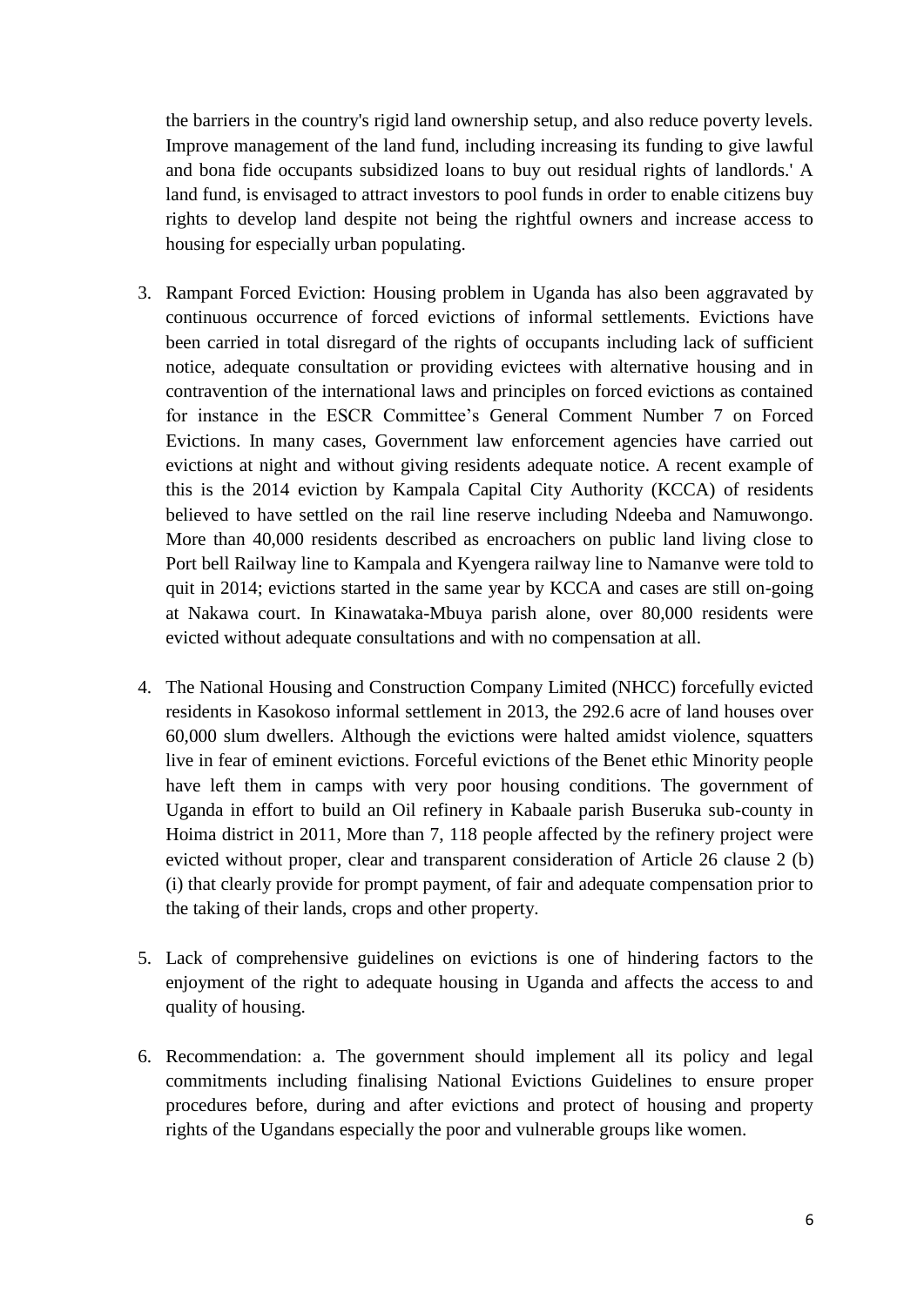the barriers in the country's rigid land ownership setup, and also reduce poverty levels. Improve management of the land fund, including increasing its funding to give lawful and bona fide occupants subsidized loans to buy out residual rights of landlords.' A land fund, is envisaged to attract investors to pool funds in order to enable citizens buy rights to develop land despite not being the rightful owners and increase access to housing for especially urban populating.

3. Rampant Forced Eviction: Housing problem in Uganda has also been aggravated by continuous occurrence of forced evictions of informal settlements. Evictions have been carried in total disregard of the rights of occupants including lack of sufficient notice, adequate consultation or providing evictees with alternative housing and in contravention of the international laws and principles on forced evictions as contained for instance in the ESCR Committee's General Comment Number 7 on Forced Evictions. In many cases, Government law enforcement agencies have carried out evictions at night and without giving residents adequate notice. A recent example of this is the 2014 eviction by Kampala Capital City Authority (KCCA) of residents believed to have settled on the rail line reserve including Ndeeba and Namuwongo. More than 40,000 residents described as encroachers on public land living close to Port bell Railway line to Kampala and Kyengera railway line to Namanve were told to quit in 2014; evictions started in the same year by KCCA and cases are still on-going at Nakawa court. In Kinawataka-Mbuya parish alone, over 80,000 residents were evicted without adequate consultations and with no compensation at all.

4. The National Housing and Construction Company Limited (NHCC) forcefully evicted residents in Kasokoso informal settlement in 2013, the 292.6 acre of land houses over 60,000 slum dwellers. Although the evictions were halted amidst violence, squatters live in fear of eminent evictions. Forceful evictions of the Benet ethic Minority people have left them in camps with very poor housing conditions. The government of Uganda in effort to build an Oil refinery in Kabaale parish Buseruka sub-county in Hoima district in 2011, More than 7, 118 people affected by the refinery project were evicted without proper, clear and transparent consideration of Article 26 clause 2 (b) (i) that clearly provide for prompt payment, of fair and adequate compensation prior to the taking of their lands, crops and other property.

5. Lack of comprehensive guidelines on evictions is one of hindering factors to the enjoyment of the right to adequate housing in Uganda and affects the access to and quality of housing.

6. Recommendation: a. The government should implement all its policy and legal commitments including finalising National Evictions Guidelines to ensure proper procedures before, during and after evictions and protect of housing and property rights of the Ugandans especially the poor and vulnerable groups like women.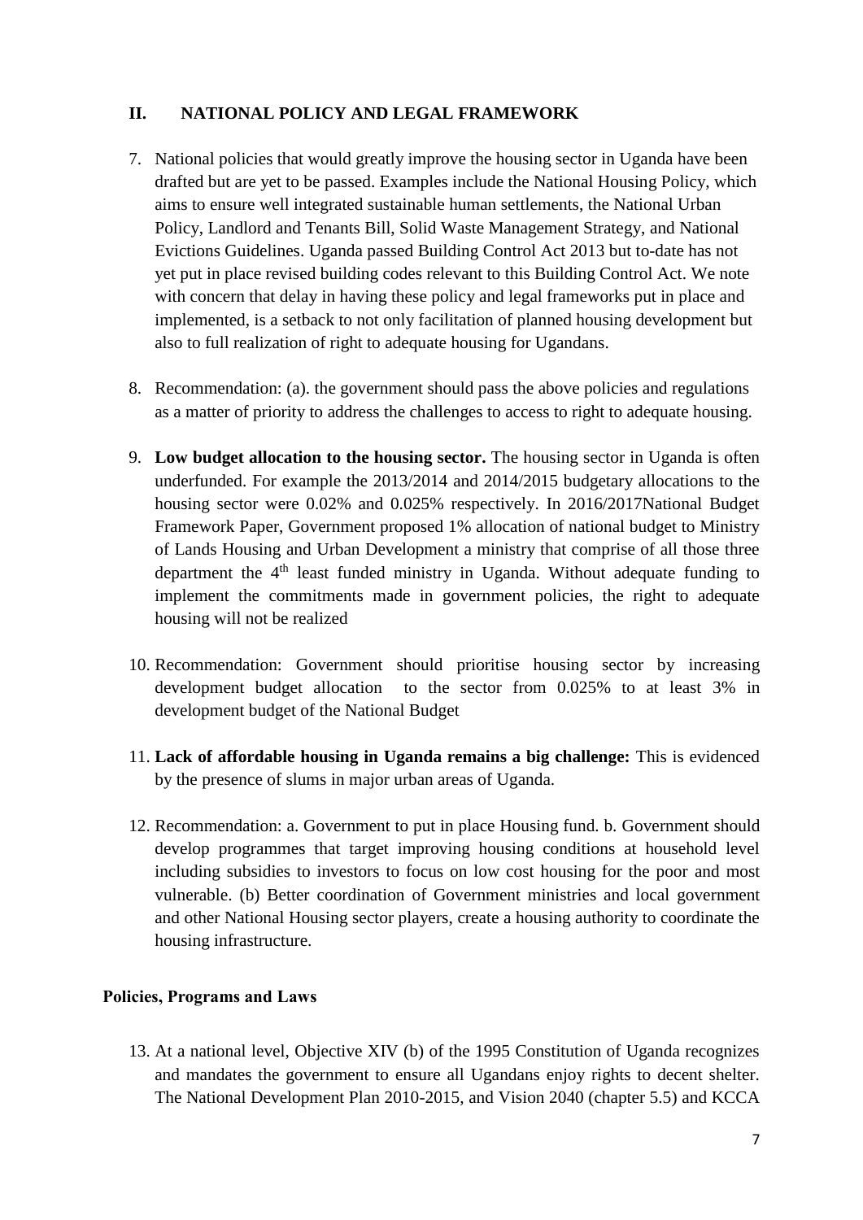## II. NATIONAL POLICY AND LEGAL FRAMEWORK

7. National policies that would greatly improve the housing sector in Uganda have been drafted but are yet to be passed. Examples include the National Housing Policy, which aims to ensure well integrated sustainable human settlements, the National Urban Policy, Landlord and Tenants Bill, Solid Waste Management Strategy, and National Evictions Guidelines. Uganda passed Building Control Act 2013 but to-date has not yet put in place revised building codes relevant to this Building Control Act. We note with concern that delay in having these policy and legal frameworks put in place and implemented, is a setback to not only facilitation of planned housing development but also to full realization of right to adequate housing for Ugandans.

8. Recommendation: (a). the government should pass the above policies and regulations as a matter of priority to address the challenges to access to right to adequate housing.

9. **Low budget allocation to the housing sector.** The housing sector in Uganda is often underfunded. For example the 2013/2014 and 2014/2015 budgetary allocations to the housing sector were 0.02% and 0.025% respectively. In 2016/2017National Budget Framework Paper, Government proposed 1% allocation of national budget to Ministry of Lands Housing and Urban Development a ministry that comprise of all those three department the 4th least funded ministry in Uganda. Without adequate funding to implement the commitments made in government policies, the right to adequate housing will not be realized

10. Recommendation: Government should prioritise housing sector by increasing development budget allocation to the sector from 0.025% to at least 3% in development budget of the National Budget

11. **Lack of affordable housing in Uganda remains a big challenge:** This is evidenced by the presence of slums in major urban areas of Uganda.

12. Recommendation: a. Government to put in place Housing fund. b. Government should develop programmes that target improving housing conditions at household level including subsidies to investors to focus on low cost housing for the poor and most vulnerable. (b) Better coordination of Government ministries and local government and other National Housing sector players, create a housing authority to coordinate the housing infrastructure.

### Policies, Programs and Laws

13. At a national level, Objective XIV (b) of the 1995 Constitution of Uganda recognizes and mandates the government to ensure all Ugandans enjoy rights to decent shelter. The National Development Plan 2010-2015, and Vision 2040 (chapter 5.5) and KCCA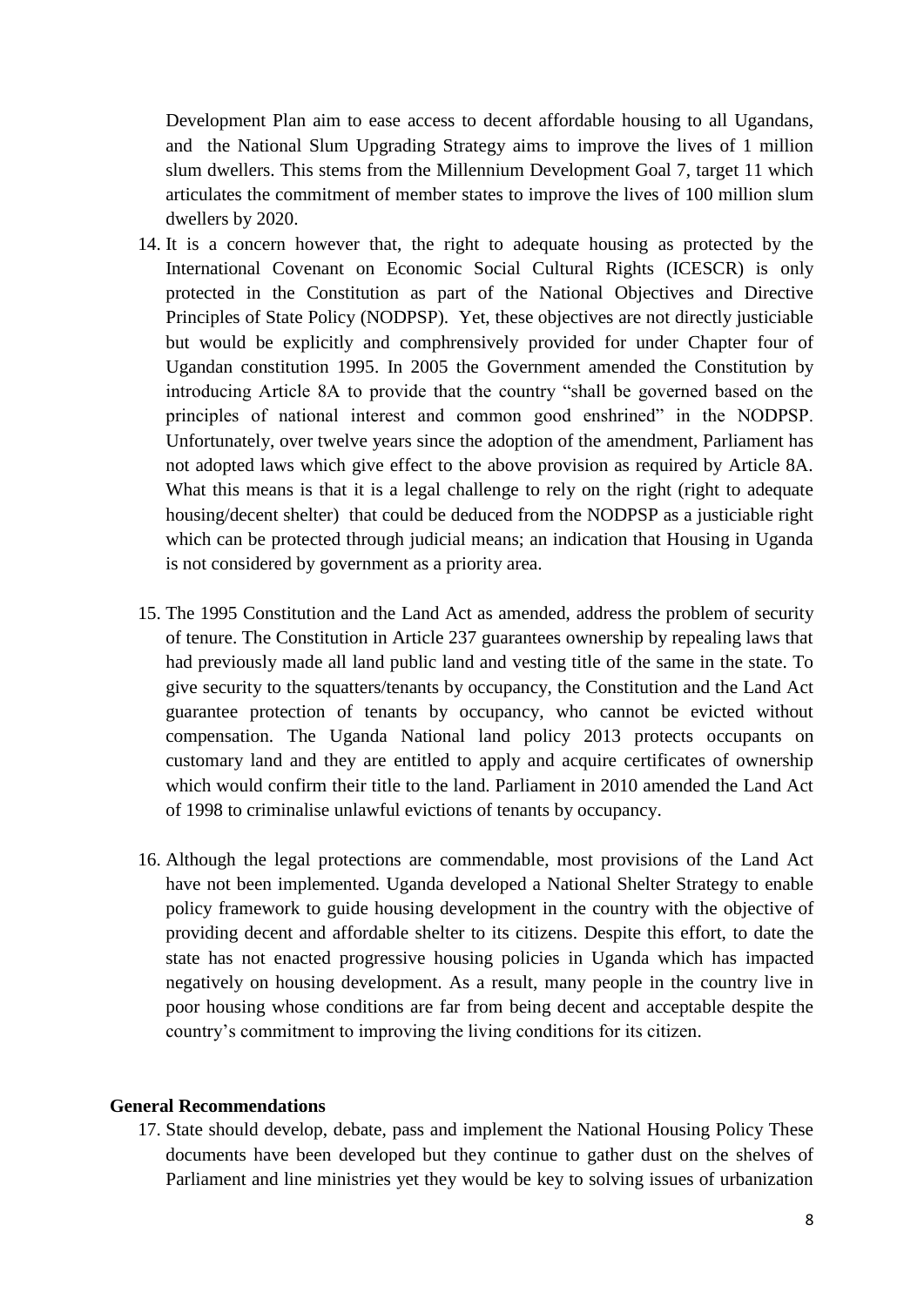Development Plan aim to ease access to decent affordable housing to all Ugandans, and the National Slum Upgrading Strategy aims to improve the lives of 1 million slum dwellers. This stems from the Millennium Development Goal 7, target 11 which articulates the commitment of member states to improve the lives of 100 million slum dwellers by 2020.

14. It is a concern however that, the right to adequate housing as protected by the International Covenant on Economic Social Cultural Rights (ICESCR) is only protected in the Constitution as part of the National Objectives and Directive Principles of State Policy (NODPSP). Yet, these objectives are not directly justiciable but would be explicitly and comphrensively provided for under Chapter four of Ugandan constitution 1995. In 2005 the Government amended the Constitution by introducing Article 8A to provide that the country "shall be governed based on the principles of national interest and common good enshrined" in the NODPSP. Unfortunately, over twelve years since the adoption of the amendment, Parliament has not adopted laws which give effect to the above provision as required by Article 8A. What this means is that it is a legal challenge to rely on the right (right to adequate housing/decent shelter) that could be deduced from the NODPSP as a justiciable right which can be protected through judicial means; an indication that Housing in Uganda is not considered by government as a priority area.

15. The 1995 Constitution and the Land Act as amended, address the problem of security of tenure. The Constitution in Article 237 guarantees ownership by repealing laws that had previously made all land public land and vesting title of the same in the state. To give security to the squatters/tenants by occupancy, the Constitution and the Land Act guarantee protection of tenants by occupancy, who cannot be evicted without compensation. The Uganda National land policy 2013 protects occupants on customary land and they are entitled to apply and acquire certificates of ownership which would confirm their title to the land. Parliament in 2010 amended the Land Act of 1998 to criminalise unlawful evictions of tenants by occupancy.

16. Although the legal protections are commendable, most provisions of the Land Act have not been implemented. Uganda developed a National Shelter Strategy to enable policy framework to guide housing development in the country with the objective of providing decent and affordable shelter to its citizens. Despite this effort, to date the state has not enacted progressive housing policies in Uganda which has impacted negatively on housing development. As a result, many people in the country live in poor housing whose conditions are far from being decent and acceptable despite the country's commitment to improving the living conditions for its citizen.

**General Recommendations**

17. State should develop, debate, pass and implement the National Housing Policy These documents have been developed but they continue to gather dust on the shelves of Parliament and line ministries yet they would be key to solving issues of urbanization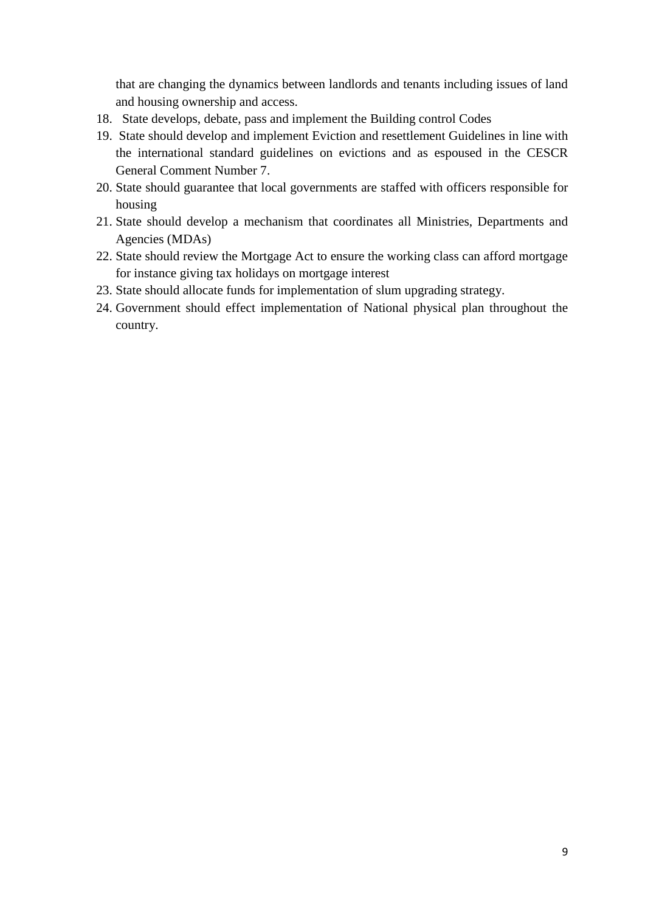that are changing the dynamics between landlords and tenants including issues of land and housing ownership and access.

18. State develops, debate, pass and implement the Building control Codes
19. State should develop and implement Eviction and resettlement Guidelines in line with the international standard guidelines on evictions and as espoused in the CESCR General Comment Number 7.
20. State should guarantee that local governments are staffed with officers responsible for housing
21. State should develop a mechanism that coordinates all Ministries, Departments and Agencies (MDAs)
22. State should review the Mortgage Act to ensure the working class can afford mortgage for instance giving tax holidays on mortgage interest
23. State should allocate funds for implementation of slum upgrading strategy.
24. Government should effect implementation of National physical plan throughout the country.